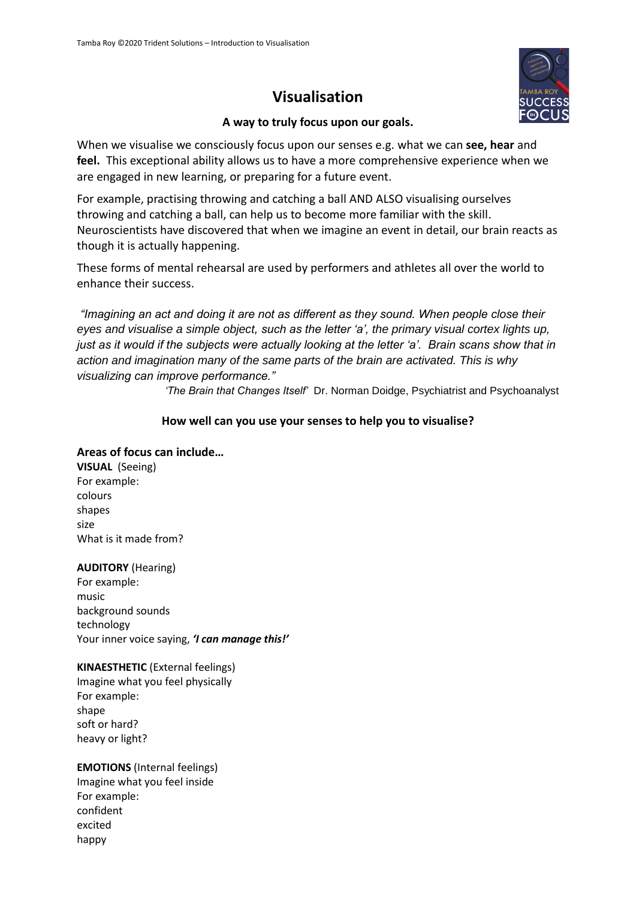# Visualisation

### A way to truly focus upon our goals.

When we visualise we consciously focus upon our senses e.g. what we can **see, hear** and **feel.** This exceptional ability allows us to have a more comprehensive experience when we are engaged in new learning, or preparing for a future event.

For example, practising throwing and catching a ball AND ALSO visualising ourselves throwing and catching a ball, can help us to become more familiar with the skill. Neuroscientists have discovered that when we imagine an event in detail, our brain reacts as though it is actually happening.

These forms of mental rehearsal are used by performers and athletes all over the world to enhance their success.

*"Imagining an act and doing it are not as different as they sound. When people close their eyes and visualise a simple object, such as the letter 'a', the primary visual cortex lights up, just as it would if the subjects were actually looking at the letter 'a'. Brain scans show that in action and imagination many of the same parts of the brain are activated. This is why visualizing can improve performance."*

*'The Brain that Changes Itself'* Dr. Norman Doidge, Psychiatrist and Psychoanalyst

### How well can you use your senses to help you to visualise?

**Areas of focus can include…**

**VISUAL** (Seeing)
For example:
colours
shapes
size
What is it made from?

**AUDITORY** (Hearing)
For example:
music
background sounds
technology
Your inner voice saying, ***'I can manage this!'***

**KINAESTHETIC** (External feelings)
Imagine what you feel physically
For example:
shape
soft or hard?
heavy or light?

**EMOTIONS** (Internal feelings)
Imagine what you feel inside
For example:
confident
excited
happy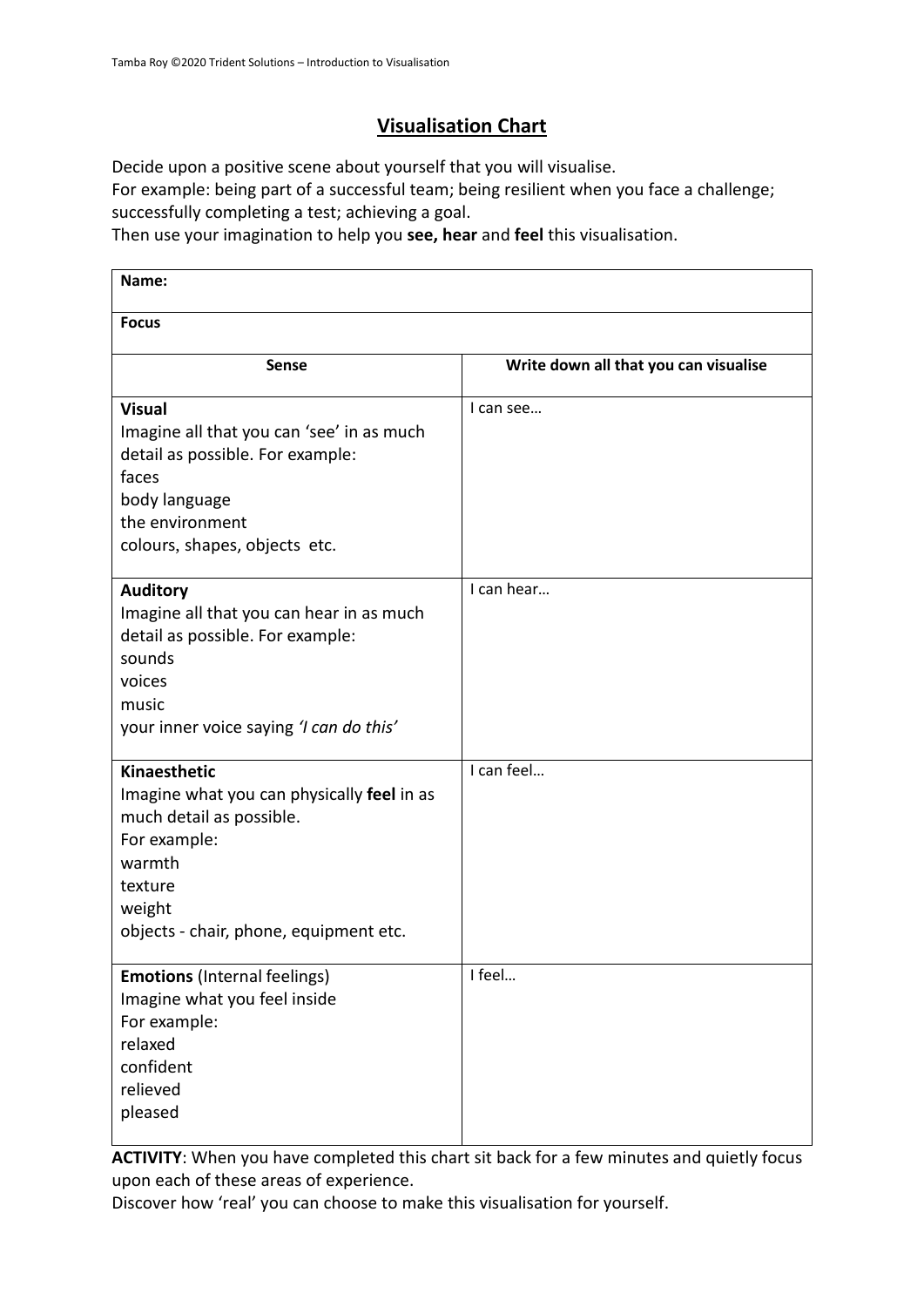# Visualisation Chart

Decide upon a positive scene about yourself that you will visualise.
For example: being part of a successful team; being resilient when you face a challenge; successfully completing a test; achieving a goal.
Then use your imagination to help you **see, hear** and **feel** this visualisation.

| **Name:** | |
|---|---|
| **Focus** | |
| **Sense** | **Write down all that you can visualise** |
| **Visual**<br>Imagine all that you can 'see' in as much detail as possible. For example:<br>faces<br>body language<br>the environment<br>colours, shapes, objects etc. | I can see… |
| **Auditory**<br>Imagine all that you can hear in as much detail as possible. For example:<br>sounds<br>voices<br>music<br>your inner voice saying *'I can do this'* | I can hear… |
| **Kinaesthetic**<br>Imagine what you can physically **feel** in as much detail as possible.<br>For example:<br>warmth<br>texture<br>weight<br>objects - chair, phone, equipment etc. | I can feel… |
| **Emotions** (Internal feelings)<br>Imagine what you feel inside<br>For example:<br>relaxed<br>confident<br>relieved<br>pleased | I feel… |

**ACTIVITY**: When you have completed this chart sit back for a few minutes and quietly focus upon each of these areas of experience.
Discover how 'real' you can choose to make this visualisation for yourself.